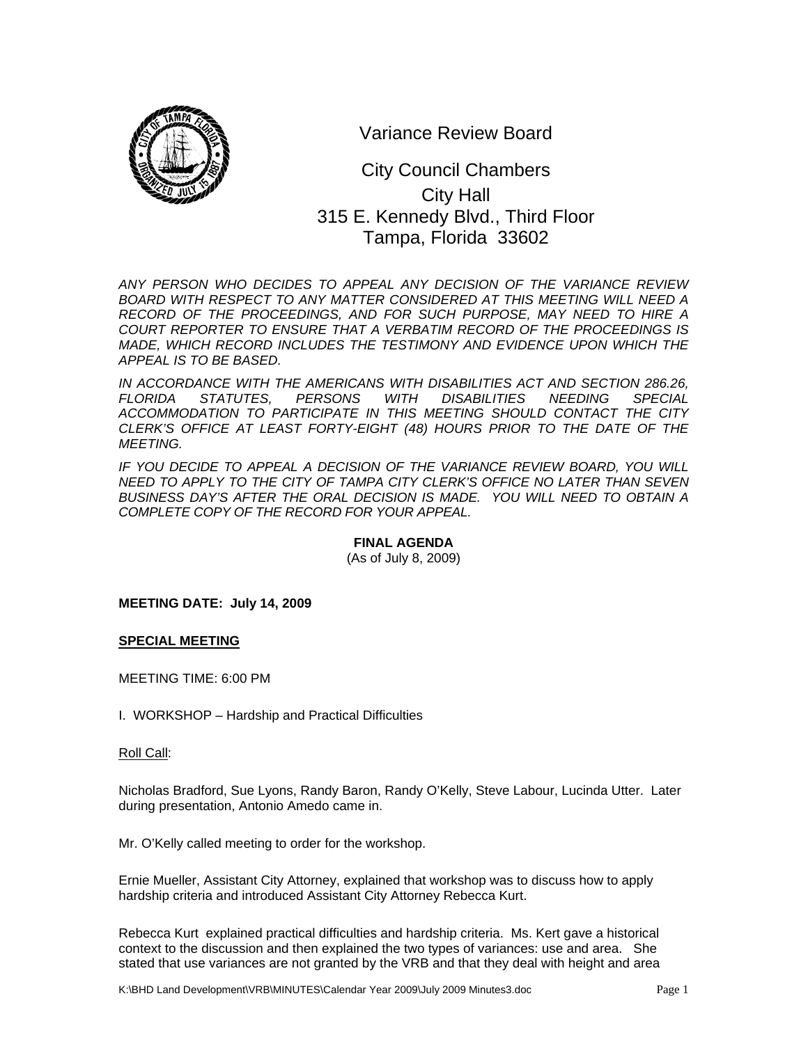# Variance Review Board

City Council Chambers
City Hall
315 E. Kennedy Blvd., Third Floor
Tampa, Florida 33602

*ANY PERSON WHO DECIDES TO APPEAL ANY DECISION OF THE VARIANCE REVIEW BOARD WITH RESPECT TO ANY MATTER CONSIDERED AT THIS MEETING WILL NEED A RECORD OF THE PROCEEDINGS, AND FOR SUCH PURPOSE, MAY NEED TO HIRE A COURT REPORTER TO ENSURE THAT A VERBATIM RECORD OF THE PROCEEDINGS IS MADE, WHICH RECORD INCLUDES THE TESTIMONY AND EVIDENCE UPON WHICH THE APPEAL IS TO BE BASED.*

*IN ACCORDANCE WITH THE AMERICANS WITH DISABILITIES ACT AND SECTION 286.26, FLORIDA STATUTES, PERSONS WITH DISABILITIES NEEDING SPECIAL ACCOMMODATION TO PARTICIPATE IN THIS MEETING SHOULD CONTACT THE CITY CLERK'S OFFICE AT LEAST FORTY-EIGHT (48) HOURS PRIOR TO THE DATE OF THE MEETING.*

*IF YOU DECIDE TO APPEAL A DECISION OF THE VARIANCE REVIEW BOARD, YOU WILL NEED TO APPLY TO THE CITY OF TAMPA CITY CLERK'S OFFICE NO LATER THAN SEVEN BUSINESS DAY'S AFTER THE ORAL DECISION IS MADE. YOU WILL NEED TO OBTAIN A COMPLETE COPY OF THE RECORD FOR YOUR APPEAL.*

**FINAL AGENDA**
(As of July 8, 2009)

**MEETING DATE: July 14, 2009**

**SPECIAL MEETING**

MEETING TIME: 6:00 PM

I. WORKSHOP – Hardship and Practical Difficulties

Roll Call:

Nicholas Bradford, Sue Lyons, Randy Baron, Randy O'Kelly, Steve Labour, Lucinda Utter. Later during presentation, Antonio Amedo came in.

Mr. O'Kelly called meeting to order for the workshop.

Ernie Mueller, Assistant City Attorney, explained that workshop was to discuss how to apply hardship criteria and introduced Assistant City Attorney Rebecca Kurt.

Rebecca Kurt explained practical difficulties and hardship criteria. Ms. Kert gave a historical context to the discussion and then explained the two types of variances: use and area. She stated that use variances are not granted by the VRB and that they deal with height and area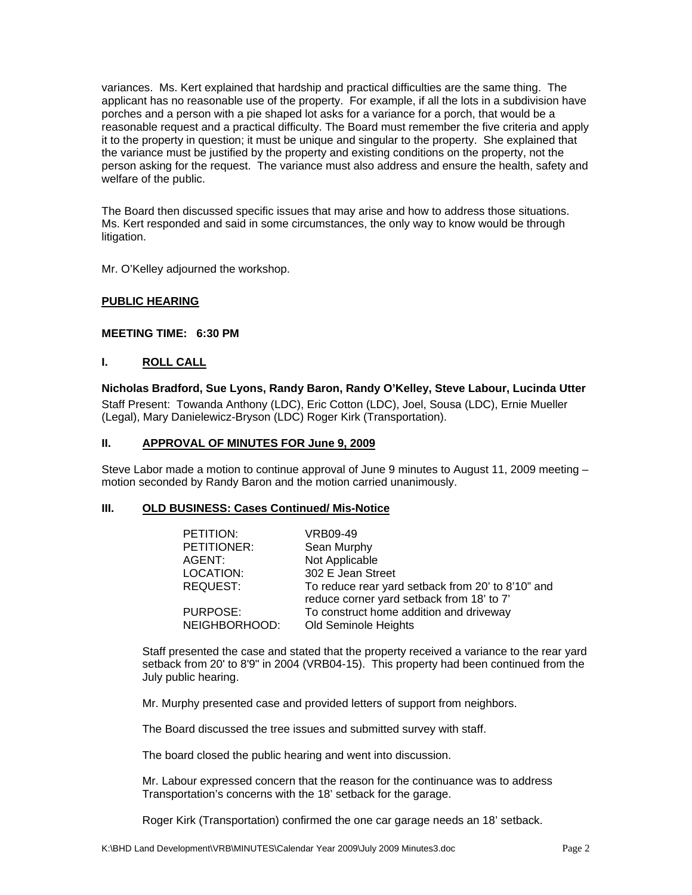variances. Ms. Kert explained that hardship and practical difficulties are the same thing. The applicant has no reasonable use of the property. For example, if all the lots in a subdivision have porches and a person with a pie shaped lot asks for a variance for a porch, that would be a reasonable request and a practical difficulty. The Board must remember the five criteria and apply it to the property in question; it must be unique and singular to the property. She explained that the variance must be justified by the property and existing conditions on the property, not the person asking for the request. The variance must also address and ensure the health, safety and welfare of the public.

The Board then discussed specific issues that may arise and how to address those situations. Ms. Kert responded and said in some circumstances, the only way to know would be through litigation.

Mr. O'Kelley adjourned the workshop.

**PUBLIC HEARING**

**MEETING TIME: 6:30 PM**

## I. ROLL CALL

**Nicholas Bradford, Sue Lyons, Randy Baron, Randy O'Kelley, Steve Labour, Lucinda Utter**

Staff Present: Towanda Anthony (LDC), Eric Cotton (LDC), Joel, Sousa (LDC), Ernie Mueller (Legal), Mary Danielewicz-Bryson (LDC) Roger Kirk (Transportation).

## II. APPROVAL OF MINUTES FOR June 9, 2009

Steve Labor made a motion to continue approval of June 9 minutes to August 11, 2009 meeting – motion seconded by Randy Baron and the motion carried unanimously.

## III. OLD BUSINESS: Cases Continued/ Mis-Notice

| | |
|---|---|
| PETITION: | VRB09-49 |
| PETITIONER: | Sean Murphy |
| AGENT: | Not Applicable |
| LOCATION: | 302 E Jean Street |
| REQUEST: | To reduce rear yard setback from 20' to 8'10" and reduce corner yard setback from 18' to 7' |
| PURPOSE: | To construct home addition and driveway |
| NEIGHBORHOOD: | Old Seminole Heights |

Staff presented the case and stated that the property received a variance to the rear yard setback from 20' to 8'9" in 2004 (VRB04-15). This property had been continued from the July public hearing.

Mr. Murphy presented case and provided letters of support from neighbors.

The Board discussed the tree issues and submitted survey with staff.

The board closed the public hearing and went into discussion.

Mr. Labour expressed concern that the reason for the continuance was to address Transportation's concerns with the 18' setback for the garage.

Roger Kirk (Transportation) confirmed the one car garage needs an 18' setback.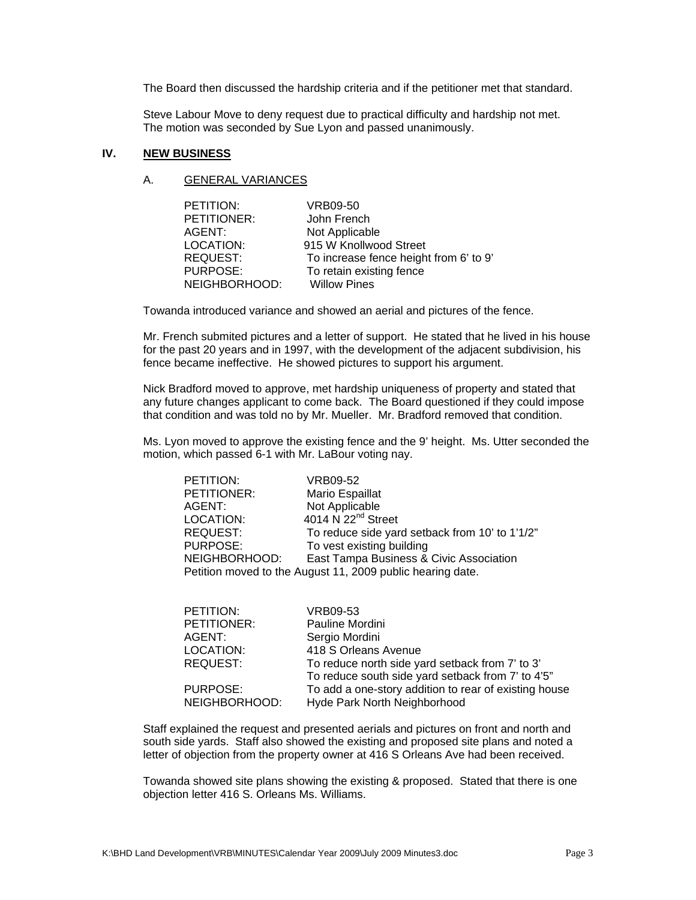The Board then discussed the hardship criteria and if the petitioner met that standard.

Steve Labour Move to deny request due to practical difficulty and hardship not met. The motion was seconded by Sue Lyon and passed unanimously.

## IV. NEW BUSINESS

### A. GENERAL VARIANCES

| | |
|---|---|
| PETITION: | VRB09-50 |
| PETITIONER: | John French |
| AGENT: | Not Applicable |
| LOCATION: | 915 W Knollwood Street |
| REQUEST: | To increase fence height from 6' to 9' |
| PURPOSE: | To retain existing fence |
| NEIGHBORHOOD: | Willow Pines |

Towanda introduced variance and showed an aerial and pictures of the fence.

Mr. French submited pictures and a letter of support. He stated that he lived in his house for the past 20 years and in 1997, with the development of the adjacent subdivision, his fence became ineffective. He showed pictures to support his argument.

Nick Bradford moved to approve, met hardship uniqueness of property and stated that any future changes applicant to come back. The Board questioned if they could impose that condition and was told no by Mr. Mueller. Mr. Bradford removed that condition.

Ms. Lyon moved to approve the existing fence and the 9' height. Ms. Utter seconded the motion, which passed 6-1 with Mr. LaBour voting nay.

| | |
|---|---|
| PETITION: | VRB09-52 |
| PETITIONER: | Mario Espaillat |
| AGENT: | Not Applicable |
| LOCATION: | 4014 N 22nd Street |
| REQUEST: | To reduce side yard setback from 10' to 1'1/2" |
| PURPOSE: | To vest existing building |
| NEIGHBORHOOD: | East Tampa Business & Civic Association |

Petition moved to the August 11, 2009 public hearing date.

| | |
|---|---|
| PETITION: | VRB09-53 |
| PETITIONER: | Pauline Mordini |
| AGENT: | Sergio Mordini |
| LOCATION: | 418 S Orleans Avenue |
| REQUEST: | To reduce north side yard setback from 7' to 3'<br>To reduce south side yard setback from 7' to 4'5" |
| PURPOSE: | To add a one-story addition to rear of existing house |
| NEIGHBORHOOD: | Hyde Park North Neighborhood |

Staff explained the request and presented aerials and pictures on front and north and south side yards. Staff also showed the existing and proposed site plans and noted a letter of objection from the property owner at 416 S Orleans Ave had been received.

Towanda showed site plans showing the existing & proposed. Stated that there is one objection letter 416 S. Orleans Ms. Williams.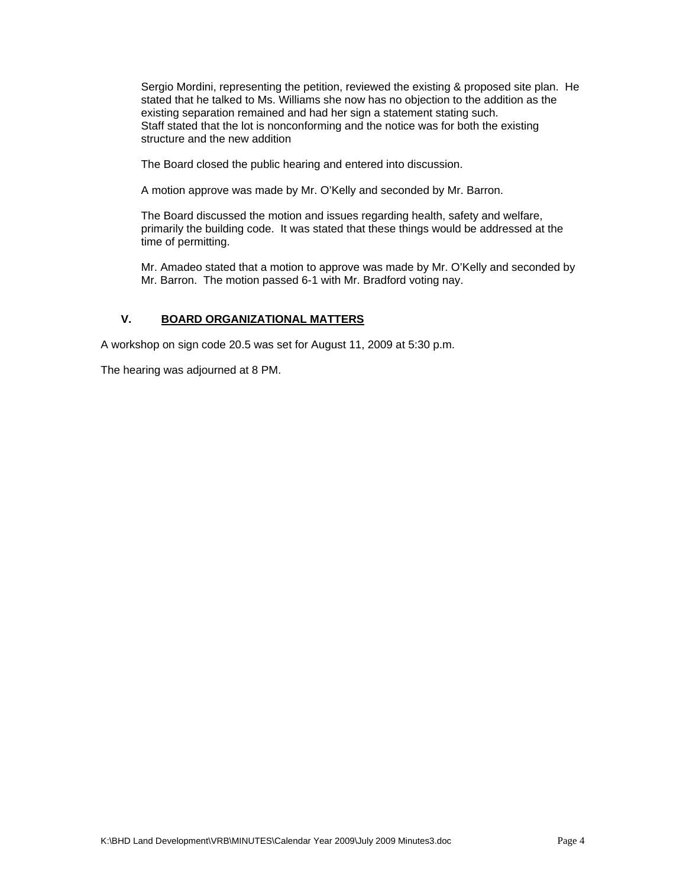Sergio Mordini, representing the petition, reviewed the existing & proposed site plan. He stated that he talked to Ms. Williams she now has no objection to the addition as the existing separation remained and had her sign a statement stating such.
Staff stated that the lot is nonconforming and the notice was for both the existing structure and the new addition

The Board closed the public hearing and entered into discussion.

A motion approve was made by Mr. O'Kelly and seconded by Mr. Barron.

The Board discussed the motion and issues regarding health, safety and welfare, primarily the building code. It was stated that these things would be addressed at the time of permitting.

Mr. Amadeo stated that a motion to approve was made by Mr. O'Kelly and seconded by Mr. Barron. The motion passed 6-1 with Mr. Bradford voting nay.

## V. BOARD ORGANIZATIONAL MATTERS

A workshop on sign code 20.5 was set for August 11, 2009 at 5:30 p.m.

The hearing was adjourned at 8 PM.